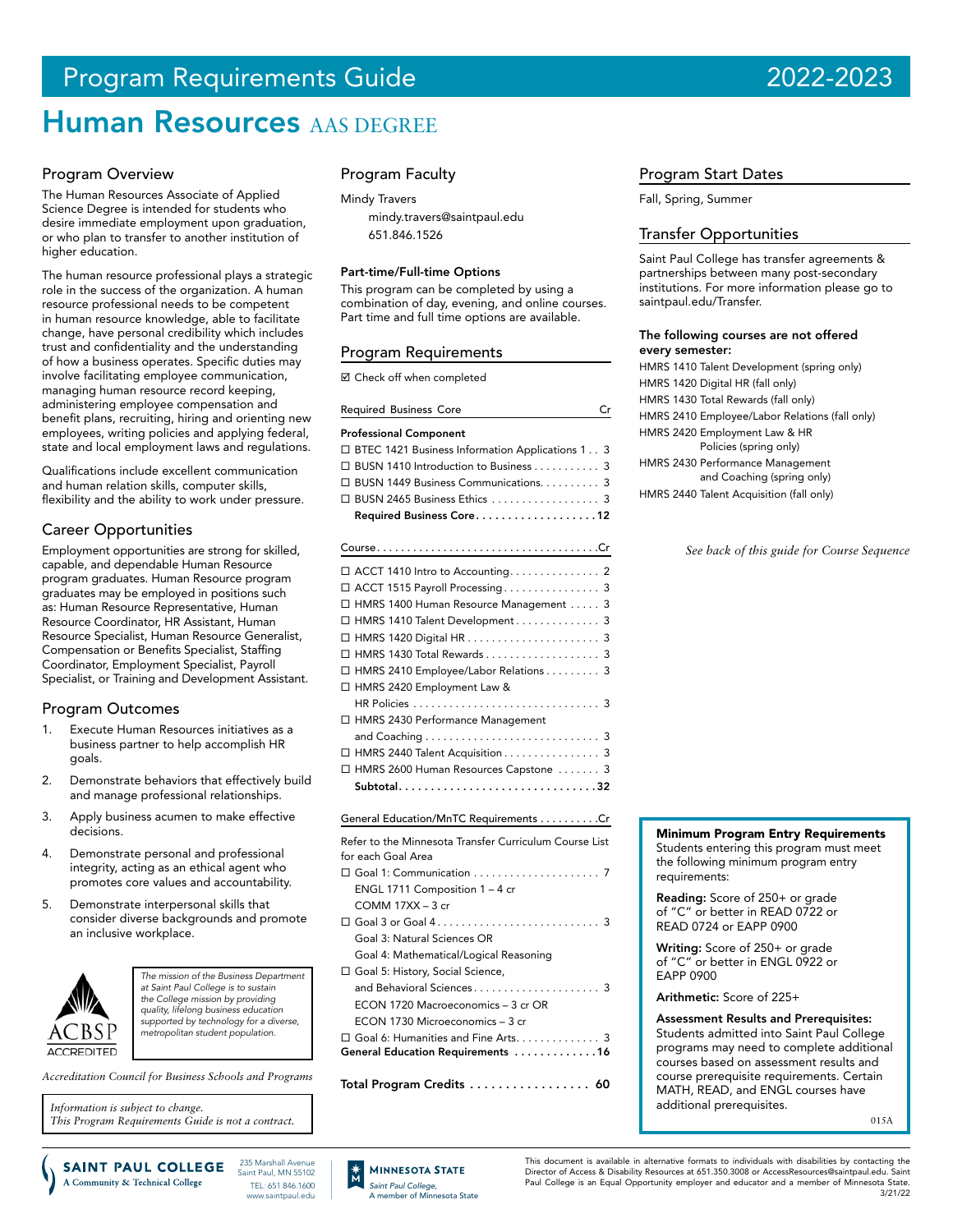# Program Requirements Guide 2022-2023

# Human Resources AAS DEGREE

## Program Overview

The Human Resources Associate of Applied Science Degree is intended for students who desire immediate employment upon graduation, or who plan to transfer to another institution of higher education.

The human resource professional plays a strategic role in the success of the organization. A human resource professional needs to be competent in human resource knowledge, able to facilitate change, have personal credibility which includes trust and confidentiality and the understanding of how a business operates. Specific duties may involve facilitating employee communication, managing human resource record keeping, administering employee compensation and benefit plans, recruiting, hiring and orienting new employees, writing policies and applying federal, state and local employment laws and regulations.

Qualifications include excellent communication and human relation skills, computer skills, flexibility and the ability to work under pressure.

## Career Opportunities

Employment opportunities are strong for skilled, capable, and dependable Human Resource program graduates. Human Resource program graduates may be employed in positions such as: Human Resource Representative, Human Resource Coordinator, HR Assistant, Human Resource Specialist, Human Resource Generalist, Compensation or Benefits Specialist, Staffing Coordinator, Employment Specialist, Payroll Specialist, or Training and Development Assistant.

## Program Outcomes

1. Execute Human Resources initiatives as a business partner to help accomplish HR goals.
2. Demonstrate behaviors that effectively build and manage professional relationships.
3. Apply business acumen to make effective decisions.
4. Demonstrate personal and professional integrity, acting as an ethical agent who promotes core values and accountability.
5. Demonstrate interpersonal skills that consider diverse backgrounds and promote an inclusive workplace.

ACBSP ACCREDITED

*The mission of the Business Department at Saint Paul College is to sustain the College mission by providing quality, lifelong business education supported by technology for a diverse, metropolitan student population.*

*Accreditation Council for Business Schools and Programs*

*Information is subject to change.*
*This Program Requirements Guide is not a contract.*

## Program Faculty

Mindy Travers
mindy.travers@saintpaul.edu
651.846.1526

**Part-time/Full-time Options**

This program can be completed by using a combination of day, evening, and online courses. Part time and full time options are available.

## Program Requirements

☑ Check off when completed

| Required Business Core | Cr |
|---|---|
| **Professional Component** | |
| ☐ BTEC 1421 Business Information Applications 1 | 3 |
| ☐ BUSN 1410 Introduction to Business | 3 |
| ☐ BUSN 1449 Business Communications | 3 |
| ☐ BUSN 2465 Business Ethics | 3 |
| **Required Business Core** | **12** |

| Course | Cr |
|---|---|
| ☐ ACCT 1410 Intro to Accounting | 2 |
| ☐ ACCT 1515 Payroll Processing | 3 |
| ☐ HMRS 1400 Human Resource Management | 3 |
| ☐ HMRS 1410 Talent Development | 3 |
| ☐ HMRS 1420 Digital HR | 3 |
| ☐ HMRS 1430 Total Rewards | 3 |
| ☐ HMRS 2410 Employee/Labor Relations | 3 |
| ☐ HMRS 2420 Employment Law & HR Policies | 3 |
| ☐ HMRS 2430 Performance Management and Coaching | 3 |
| ☐ HMRS 2440 Talent Acquisition | 3 |
| ☐ HMRS 2600 Human Resources Capstone | 3 |
| **Subtotal** | **32** |

| General Education/MnTC Requirements | Cr |
|---|---|
| Refer to the Minnesota Transfer Curriculum Course List for each Goal Area | |
| ☐ Goal 1: Communication | 7 |
| ENGL 1711 Composition 1 – 4 cr | |
| COMM 17XX – 3 cr | |
| ☐ Goal 3 or Goal 4 | 3 |
| Goal 3: Natural Sciences OR | |
| Goal 4: Mathematical/Logical Reasoning | |
| ☐ Goal 5: History, Social Science, and Behavioral Sciences | 3 |
| ECON 1720 Macroeconomics – 3 cr OR | |
| ECON 1730 Microeconomics – 3 cr | |
| ☐ Goal 6: Humanities and Fine Arts | 3 |
| **General Education Requirements** | **16** |

**Total Program Credits .................. 60**

## Program Start Dates

Fall, Spring, Summer

## Transfer Opportunities

Saint Paul College has transfer agreements & partnerships between many post-secondary institutions. For more information please go to saintpaul.edu/Transfer.

**The following courses are not offered every semester:**

- HMRS 1410 Talent Development (spring only)
- HMRS 1420 Digital HR (fall only)
- HMRS 1430 Total Rewards (fall only)
- HMRS 2410 Employee/Labor Relations (fall only)
- HMRS 2420 Employment Law & HR Policies (spring only)
- HMRS 2430 Performance Management and Coaching (spring only)
- HMRS 2440 Talent Acquisition (fall only)

*See back of this guide for Course Sequence*

**Minimum Program Entry Requirements**

Students entering this program must meet the following minimum program entry requirements:

**Reading:** Score of 250+ or grade of "C" or better in READ 0722 or READ 0724 or EAPP 0900

**Writing:** Score of 250+ or grade of "C" or better in ENGL 0922 or EAPP 0900

**Arithmetic:** Score of 225+

**Assessment Results and Prerequisites:** Students admitted into Saint Paul College programs may need to complete additional courses based on assessment results and course prerequisite requirements. Certain MATH, READ, and ENGL courses have additional prerequisites.

015A

SAINT PAUL COLLEGE — A Community & Technical College
235 Marshall Avenue, Saint Paul, MN 55102
TEL: 651.846.1600
www.saintpaul.edu

MINNESOTA STATE — Saint Paul College, A member of Minnesota State

This document is available in alternative formats to individuals with disabilities by contacting the Director of Access & Disability Resources at 651.350.3008 or AccessResources@saintpaul.edu. Saint Paul College is an Equal Opportunity employer and educator and a member of Minnesota State.
3/21/22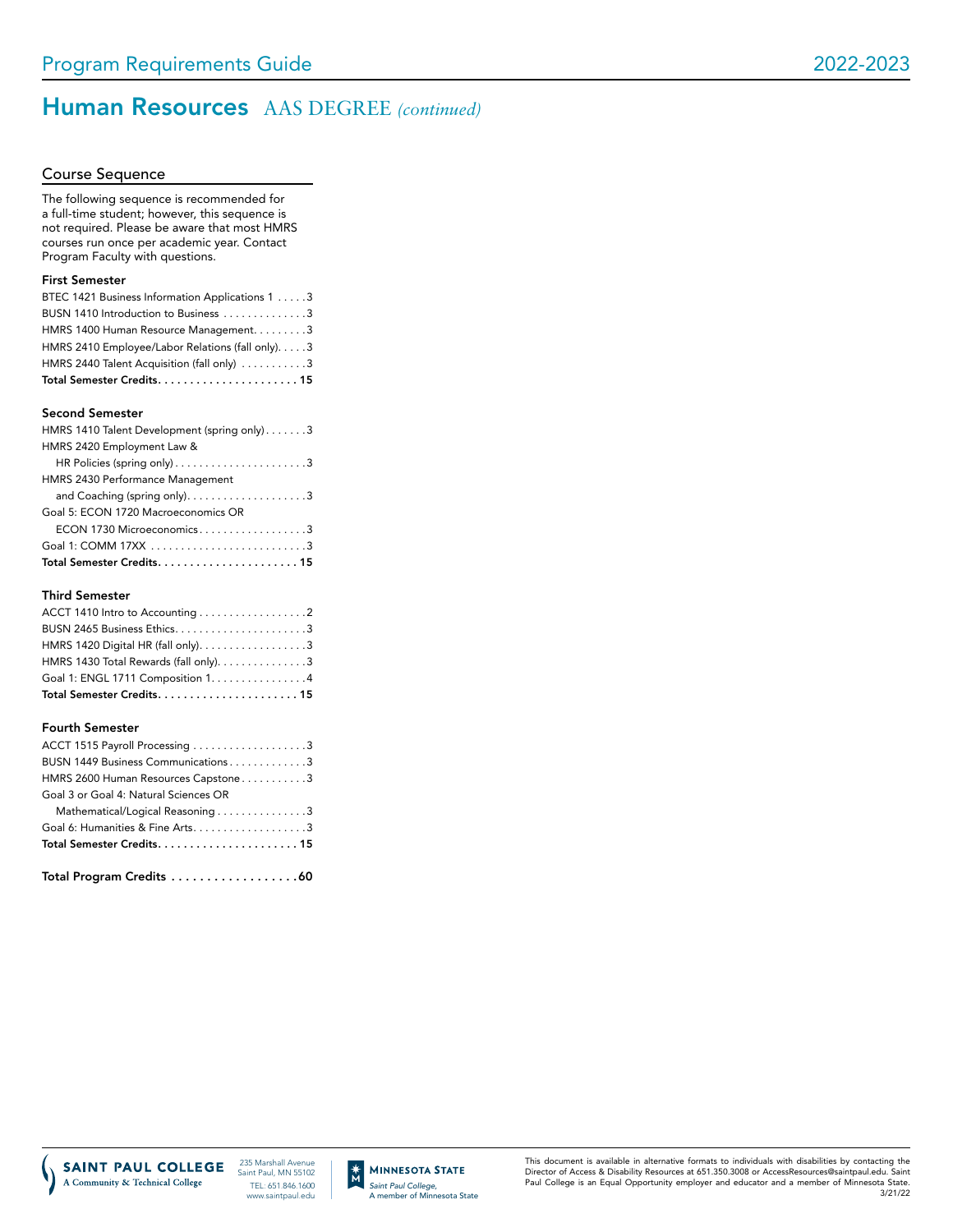# Human Resources AAS DEGREE *(continued)*

## Course Sequence

The following sequence is recommended for a full-time student; however, this sequence is not required. Please be aware that most HMRS courses run once per academic year. Contact Program Faculty with questions.

### First Semester

| | |
|---|---|
| BTEC 1421 Business Information Applications 1 | 3 |
| BUSN 1410 Introduction to Business | 3 |
| HMRS 1400 Human Resource Management | 3 |
| HMRS 2410 Employee/Labor Relations (fall only) | 3 |
| HMRS 2440 Talent Acquisition (fall only) | 3 |
| **Total Semester Credits** | **15** |

### Second Semester

| | |
|---|---|
| HMRS 1410 Talent Development (spring only) | 3 |
| HMRS 2420 Employment Law & HR Policies (spring only) | 3 |
| HMRS 2430 Performance Management and Coaching (spring only) | 3 |
| Goal 5: ECON 1720 Macroeconomics OR ECON 1730 Microeconomics | 3 |
| Goal 1: COMM 17XX | 3 |
| **Total Semester Credits** | **15** |

### Third Semester

| | |
|---|---|
| ACCT 1410 Intro to Accounting | 2 |
| BUSN 2465 Business Ethics | 3 |
| HMRS 1420 Digital HR (fall only) | 3 |
| HMRS 1430 Total Rewards (fall only) | 3 |
| Goal 1: ENGL 1711 Composition 1 | 4 |
| **Total Semester Credits** | **15** |

### Fourth Semester

| | |
|---|---|
| ACCT 1515 Payroll Processing | 3 |
| BUSN 1449 Business Communications | 3 |
| HMRS 2600 Human Resources Capstone | 3 |
| Goal 3 or Goal 4: Natural Sciences OR Mathematical/Logical Reasoning | 3 |
| Goal 6: Humanities & Fine Arts | 3 |
| **Total Semester Credits** | **15** |

**Total Program Credits ... 60**

This document is available in alternative formats to individuals with disabilities by contacting the Director of Access & Disability Resources at 651.350.3008 or AccessResources@saintpaul.edu. Saint Paul College is an Equal Opportunity employer and educator and a member of Minnesota State. 3/21/22